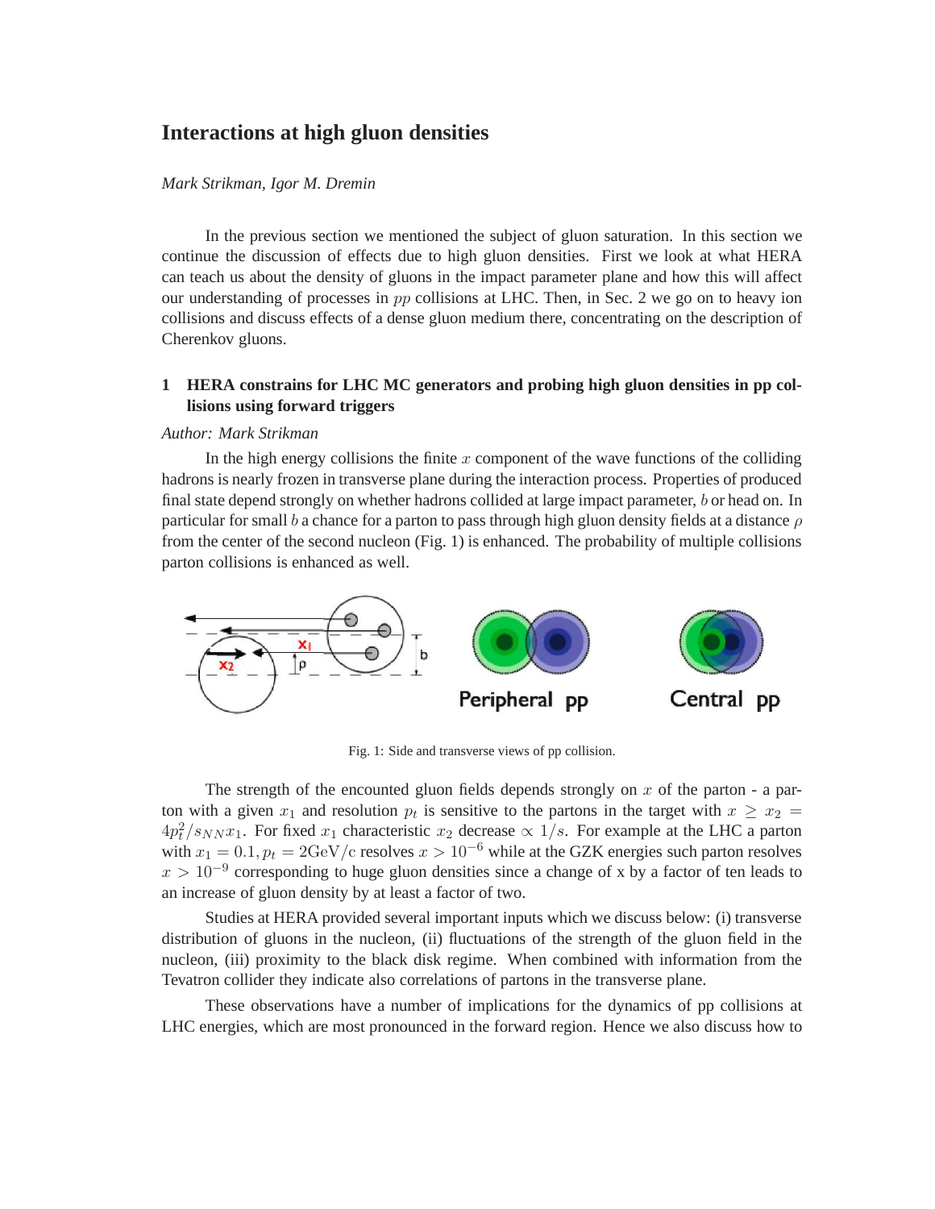# Interactions at high gluon densities

*Mark Strikman, Igor M. Dremin*

In the previous section we mentioned the subject of gluon saturation. In this section we continue the discussion of effects due to high gluon densities. First we look at what HERA can teach us about the density of gluons in the impact parameter plane and how this will affect our understanding of processes in $pp$ collisions at LHC. Then, in Sec. 2 we go on to heavy ion collisions and discuss effects of a dense gluon medium there, concentrating on the description of Cherenkov gluons.

## 1 HERA constrains for LHC MC generators and probing high gluon densities in pp collisions using forward triggers

*Author: Mark Strikman*

In the high energy collisions the finite $x$ component of the wave functions of the colliding hadrons is nearly frozen in transverse plane during the interaction process. Properties of produced final state depend strongly on whether hadrons collided at large impact parameter, $b$ or head on. In particular for small $b$ a chance for a parton to pass through high gluon density fields at a distance $\rho$ from the center of the second nucleon (Fig. 1) is enhanced. The probability of multiple collisions parton collisions is enhanced as well.

Fig. 1: Side and transverse views of pp collision.

The strength of the encounted gluon fields depends strongly on $x$ of the parton - a parton with a given $x_1$ and resolution $p_t$ is sensitive to the partons in the target with $x \geq x_2 = 4p_t^2/s_{NN}x_1$. For fixed $x_1$ characteristic $x_2$ decrease $\propto 1/s$. For example at the LHC a parton with $x_1 = 0.1, p_t = 2\mathrm{GeV/c}$ resolves $x > 10^{-6}$ while at the GZK energies such parton resolves $x > 10^{-9}$ corresponding to huge gluon densities since a change of x by a factor of ten leads to an increase of gluon density by at least a factor of two.

Studies at HERA provided several important inputs which we discuss below: (i) transverse distribution of gluons in the nucleon, (ii) fluctuations of the strength of the gluon field in the nucleon, (iii) proximity to the black disk regime. When combined with information from the Tevatron collider they indicate also correlations of partons in the transverse plane.

These observations have a number of implications for the dynamics of pp collisions at LHC energies, which are most pronounced in the forward region. Hence we also discuss how to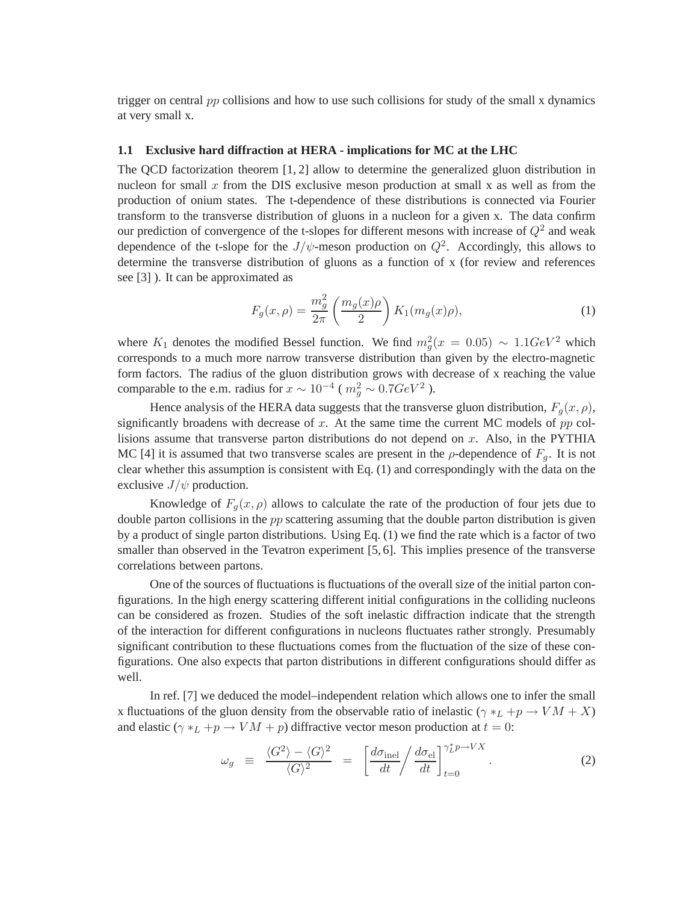trigger on central $pp$ collisions and how to use such collisions for study of the small x dynamics at very small x.

### 1.1 Exclusive hard diffraction at HERA - implications for MC at the LHC

The QCD factorization theorem [1, 2] allow to determine the generalized gluon distribution in nucleon for small $x$ from the DIS exclusive meson production at small x as well as from the production of onium states. The t-dependence of these distributions is connected via Fourier transform to the transverse distribution of gluons in a nucleon for a given x. The data confirm our prediction of convergence of the t-slopes for different mesons with increase of $Q^2$ and weak dependence of the t-slope for the $J/\psi$-meson production on $Q^2$. Accordingly, this allows to determine the transverse distribution of gluons as a function of x (for review and references see [3] ). It can be approximated as

$$F_g(x, \rho) = \frac{m_g^2}{2\pi} \left( \frac{m_g(x)\rho}{2} \right) K_1(m_g(x)\rho), \tag{1}$$

where $K_1$ denotes the modified Bessel function. We find $m_g^2(x = 0.05) \sim 1.1 GeV^2$ which corresponds to a much more narrow transverse distribution than given by the electro-magnetic form factors. The radius of the gluon distribution grows with decrease of x reaching the value comparable to the e.m. radius for $x \sim 10^{-4}$ ( $m_g^2 \sim 0.7 GeV^2$ ).

Hence analysis of the HERA data suggests that the transverse gluon distribution, $F_g(x, \rho)$, significantly broadens with decrease of $x$. At the same time the current MC models of $pp$ collisions assume that transverse parton distributions do not depend on $x$. Also, in the PYTHIA MC [4] it is assumed that two transverse scales are present in the $\rho$-dependence of $F_g$. It is not clear whether this assumption is consistent with Eq. (1) and correspondingly with the data on the exclusive $J/\psi$ production.

Knowledge of $F_g(x, \rho)$ allows to calculate the rate of the production of four jets due to double parton collisions in the $pp$ scattering assuming that the double parton distribution is given by a product of single parton distributions. Using Eq. (1) we find the rate which is a factor of two smaller than observed in the Tevatron experiment [5, 6]. This implies presence of the transverse correlations between partons.

One of the sources of fluctuations is fluctuations of the overall size of the initial parton configurations. In the high energy scattering different initial configurations in the colliding nucleons can be considered as frozen. Studies of the soft inelastic diffraction indicate that the strength of the interaction for different configurations in nucleons fluctuate rather strongly. Presumably significant contribution to these fluctuations comes from the fluctuation of the size of these configurations. One also expects that parton distributions in different configurations should differ as well.

In ref. [7] we deduced the model–independent relation which allows one to infer the small x fluctuations of the gluon density from the observable ratio of inelastic ($\gamma *_L + p \to VM + X$) and elastic ($\gamma *_L + p \to VM + p$) diffractive vector meson production at $t = 0$:

$$\omega_g \equiv \frac{\langle G^2 \rangle - \langle G \rangle^2}{\langle G \rangle^2} = \left[ \frac{d\sigma_{\rm inel}}{dt} \Big/ \frac{d\sigma_{\rm el}}{dt} \right]_{t=0}^{\gamma_L^* p \to VX} . \tag{2}$$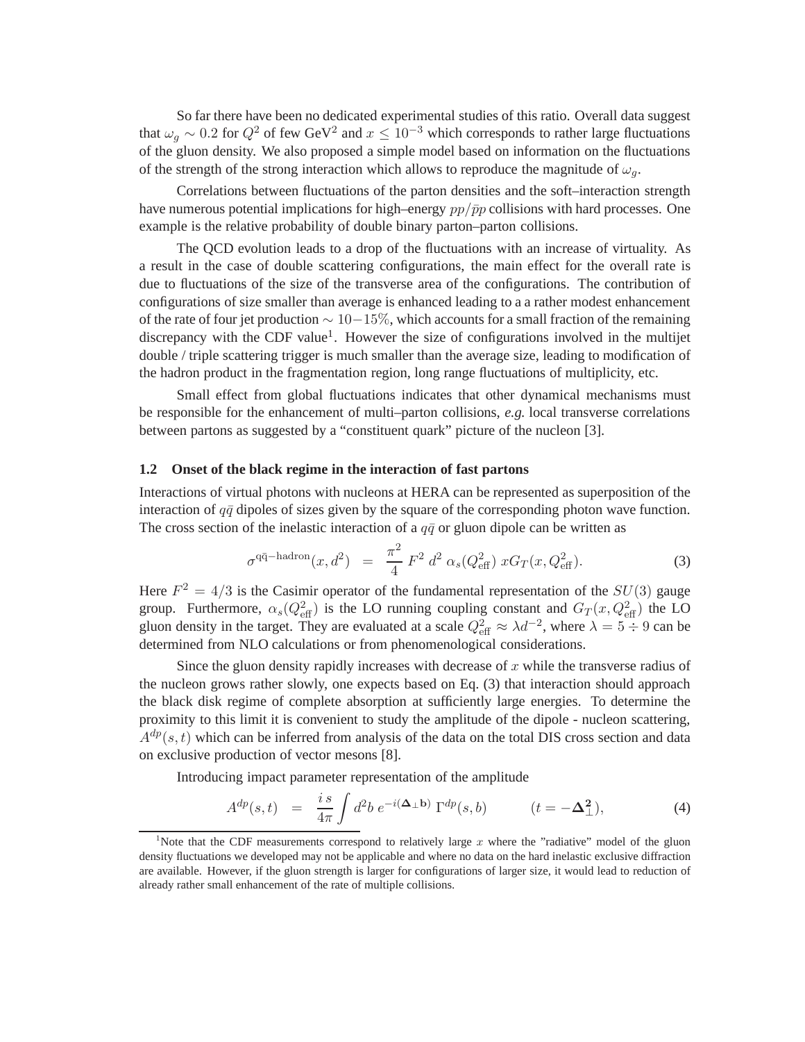So far there have been no dedicated experimental studies of this ratio. Overall data suggest that $\omega_g \sim 0.2$ for $Q^2$ of few GeV$^2$ and $x \leq 10^{-3}$ which corresponds to rather large fluctuations of the gluon density. We also proposed a simple model based on information on the fluctuations of the strength of the strong interaction which allows to reproduce the magnitude of $\omega_g$.

Correlations between fluctuations of the parton densities and the soft–interaction strength have numerous potential implications for high–energy $pp/\bar{p}p$ collisions with hard processes. One example is the relative probability of double binary parton–parton collisions.

The QCD evolution leads to a drop of the fluctuations with an increase of virtuality. As a result in the case of double scattering configurations, the main effect for the overall rate is due to fluctuations of the size of the transverse area of the configurations. The contribution of configurations of size smaller than average is enhanced leading to a a rather modest enhancement of the rate of four jet production $\sim 10-15\%$, which accounts for a small fraction of the remaining discrepancy with the CDF value[1]. However the size of configurations involved in the multijet double / triple scattering trigger is much smaller than the average size, leading to modification of the hadron product in the fragmentation region, long range fluctuations of multiplicity, etc.

Small effect from global fluctuations indicates that other dynamical mechanisms must be responsible for the enhancement of multi–parton collisions, *e.g.* local transverse correlations between partons as suggested by a "constituent quark" picture of the nucleon [3].

### 1.2 Onset of the black regime in the interaction of fast partons

Interactions of virtual photons with nucleons at HERA can be represented as superposition of the interaction of $q\bar{q}$ dipoles of sizes given by the square of the corresponding photon wave function. The cross section of the inelastic interaction of a $q\bar{q}$ or gluon dipole can be written as

$$\sigma^{\mathrm{q\bar{q}-hadron}}(x, d^2) \;=\; \frac{\pi^2}{4}\, F^2\, d^2\, \alpha_s(Q^2_{\mathrm{eff}})\, xG_T(x, Q^2_{\mathrm{eff}}). \tag{3}$$

Here $F^2 = 4/3$ is the Casimir operator of the fundamental representation of the $SU(3)$ gauge group. Furthermore, $\alpha_s(Q^2_{\mathrm{eff}})$ is the LO running coupling constant and $G_T(x, Q^2_{\mathrm{eff}})$ the LO gluon density in the target. They are evaluated at a scale $Q^2_{\mathrm{eff}} \approx \lambda d^{-2}$, where $\lambda = 5 \div 9$ can be determined from NLO calculations or from phenomenological considerations.

Since the gluon density rapidly increases with decrease of $x$ while the transverse radius of the nucleon grows rather slowly, one expects based on Eq. (3) that interaction should approach the black disk regime of complete absorption at sufficiently large energies. To determine the proximity to this limit it is convenient to study the amplitude of the dipole - nucleon scattering, $A^{dp}(s,t)$ which can be inferred from analysis of the data on the total DIS cross section and data on exclusive production of vector mesons [8].

Introducing impact parameter representation of the amplitude

$$A^{dp}(s,t) \;=\; \frac{i\, s}{4\pi} \int d^2b\; e^{-i(\mathbf{\Delta}_\perp \mathbf{b})}\; \Gamma^{dp}(s,b) \qquad\qquad (t = -\mathbf{\Delta}^{\mathbf{2}}_\perp), \tag{4}$$

[1]Note that the CDF measurements correspond to relatively large $x$ where the "radiative" model of the gluon density fluctuations we developed may not be applicable and where no data on the hard inelastic exclusive diffraction are available. However, if the gluon strength is larger for configurations of larger size, it would lead to reduction of already rather small enhancement of the rate of multiple collisions.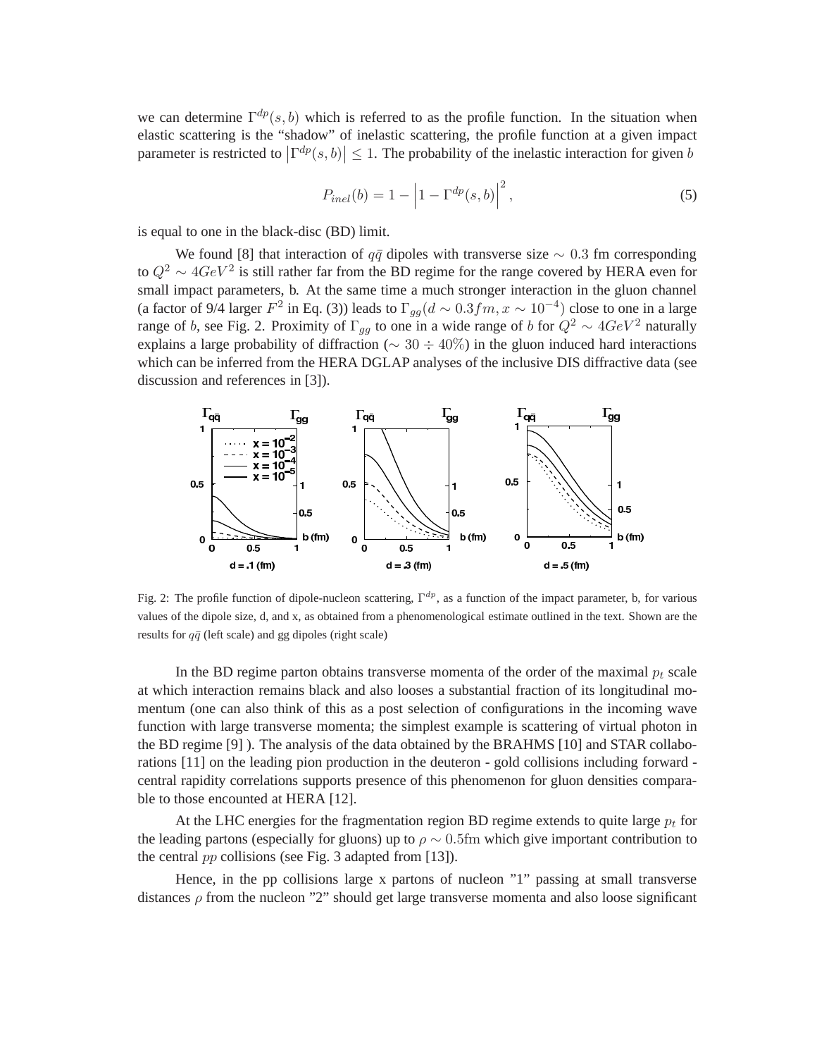we can determine $\Gamma^{dp}(s,b)$ which is referred to as the profile function. In the situation when elastic scattering is the "shadow" of inelastic scattering, the profile function at a given impact parameter is restricted to $\left|\Gamma^{dp}(s,b)\right| \leq 1$. The probability of the inelastic interaction for given $b$

$$
P_{inel}(b) = 1 - \left|1 - \Gamma^{dp}(s,b)\right|^2, \tag{5}
$$

is equal to one in the black-disc (BD) limit.

We found [8] that interaction of $q\bar{q}$ dipoles with transverse size $\sim 0.3$ fm corresponding to $Q^2 \sim 4GeV^2$ is still rather far from the BD regime for the range covered by HERA even for small impact parameters, b. At the same time a much stronger interaction in the gluon channel (a factor of 9/4 larger $F^2$ in Eq. (3)) leads to $\Gamma_{gg}(d \sim 0.3fm, x \sim 10^{-4})$ close to one in a large range of $b$, see Fig. 2. Proximity of $\Gamma_{gg}$ to one in a wide range of $b$ for $Q^2 \sim 4GeV^2$ naturally explains a large probability of diffraction ($\sim 30 \div 40\%$) in the gluon induced hard interactions which can be inferred from the HERA DGLAP analyses of the inclusive DIS diffractive data (see discussion and references in [3]).

Fig. 2: The profile function of dipole-nucleon scattering, $\Gamma^{dp}$, as a function of the impact parameter, b, for various values of the dipole size, d, and x, as obtained from a phenomenological estimate outlined in the text. Shown are the results for $q\bar{q}$ (left scale) and gg dipoles (right scale)

In the BD regime parton obtains transverse momenta of the order of the maximal $p_t$ scale at which interaction remains black and also looses a substantial fraction of its longitudinal momentum (one can also think of this as a post selection of configurations in the incoming wave function with large transverse momenta; the simplest example is scattering of virtual photon in the BD regime [9] ). The analysis of the data obtained by the BRAHMS [10] and STAR collaborations [11] on the leading pion production in the deuteron - gold collisions including forward - central rapidity correlations supports presence of this phenomenon for gluon densities comparable to those encounted at HERA [12].

At the LHC energies for the fragmentation region BD regime extends to quite large $p_t$ for the leading partons (especially for gluons) up to $\rho \sim 0.5$fm which give important contribution to the central $pp$ collisions (see Fig. 3 adapted from [13]).

Hence, in the pp collisions large x partons of nucleon "1" passing at small transverse distances $\rho$ from the nucleon "2" should get large transverse momenta and also loose significant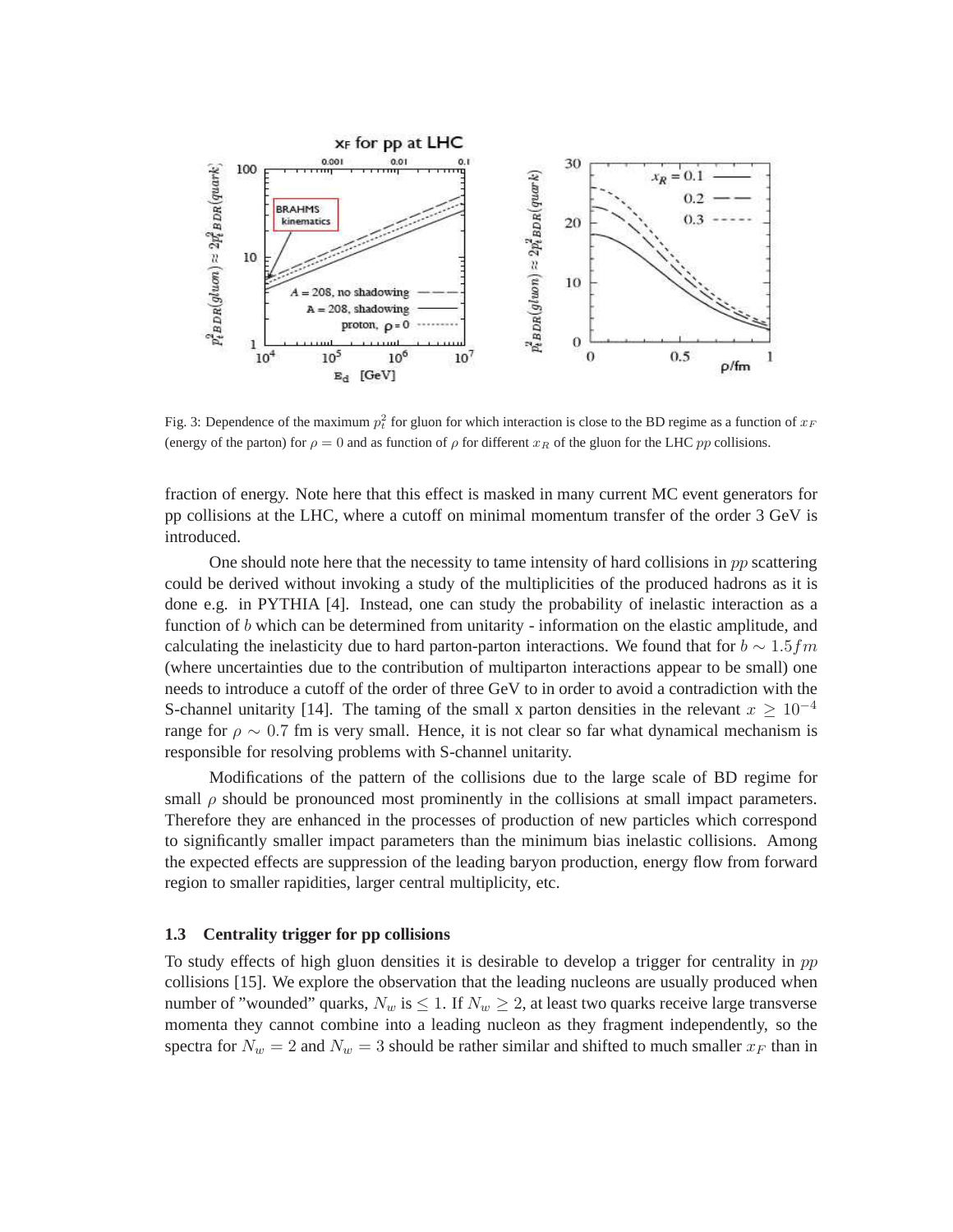Fig. 3: Dependence of the maximum $p_t^2$ for gluon for which interaction is close to the BD regime as a function of $x_F$ (energy of the parton) for $\rho = 0$ and as function of $\rho$ for different $x_R$ of the gluon for the LHC $pp$ collisions.

fraction of energy. Note here that this effect is masked in many current MC event generators for pp collisions at the LHC, where a cutoff on minimal momentum transfer of the order 3 GeV is introduced.

One should note here that the necessity to tame intensity of hard collisions in $pp$ scattering could be derived without invoking a study of the multiplicities of the produced hadrons as it is done e.g. in PYTHIA [4]. Instead, one can study the probability of inelastic interaction as a function of $b$ which can be determined from unitarity - information on the elastic amplitude, and calculating the inelasticity due to hard parton-parton interactions. We found that for $b \sim 1.5 fm$ (where uncertainties due to the contribution of multiparton interactions appear to be small) one needs to introduce a cutoff of the order of three GeV to in order to avoid a contradiction with the S-channel unitarity [14]. The taming of the small x parton densities in the relevant $x \geq 10^{-4}$ range for $\rho \sim 0.7$ fm is very small. Hence, it is not clear so far what dynamical mechanism is responsible for resolving problems with S-channel unitarity.

Modifications of the pattern of the collisions due to the large scale of BD regime for small $\rho$ should be pronounced most prominently in the collisions at small impact parameters. Therefore they are enhanced in the processes of production of new particles which correspond to significantly smaller impact parameters than the minimum bias inelastic collisions. Among the expected effects are suppression of the leading baryon production, energy flow from forward region to smaller rapidities, larger central multiplicity, etc.

### 1.3 Centrality trigger for pp collisions

To study effects of high gluon densities it is desirable to develop a trigger for centrality in $pp$ collisions [15]. We explore the observation that the leading nucleons are usually produced when number of "wounded" quarks, $N_w$ is $\leq 1$. If $N_w \geq 2$, at least two quarks receive large transverse momenta they cannot combine into a leading nucleon as they fragment independently, so the spectra for $N_w = 2$ and $N_w = 3$ should be rather similar and shifted to much smaller $x_F$ than in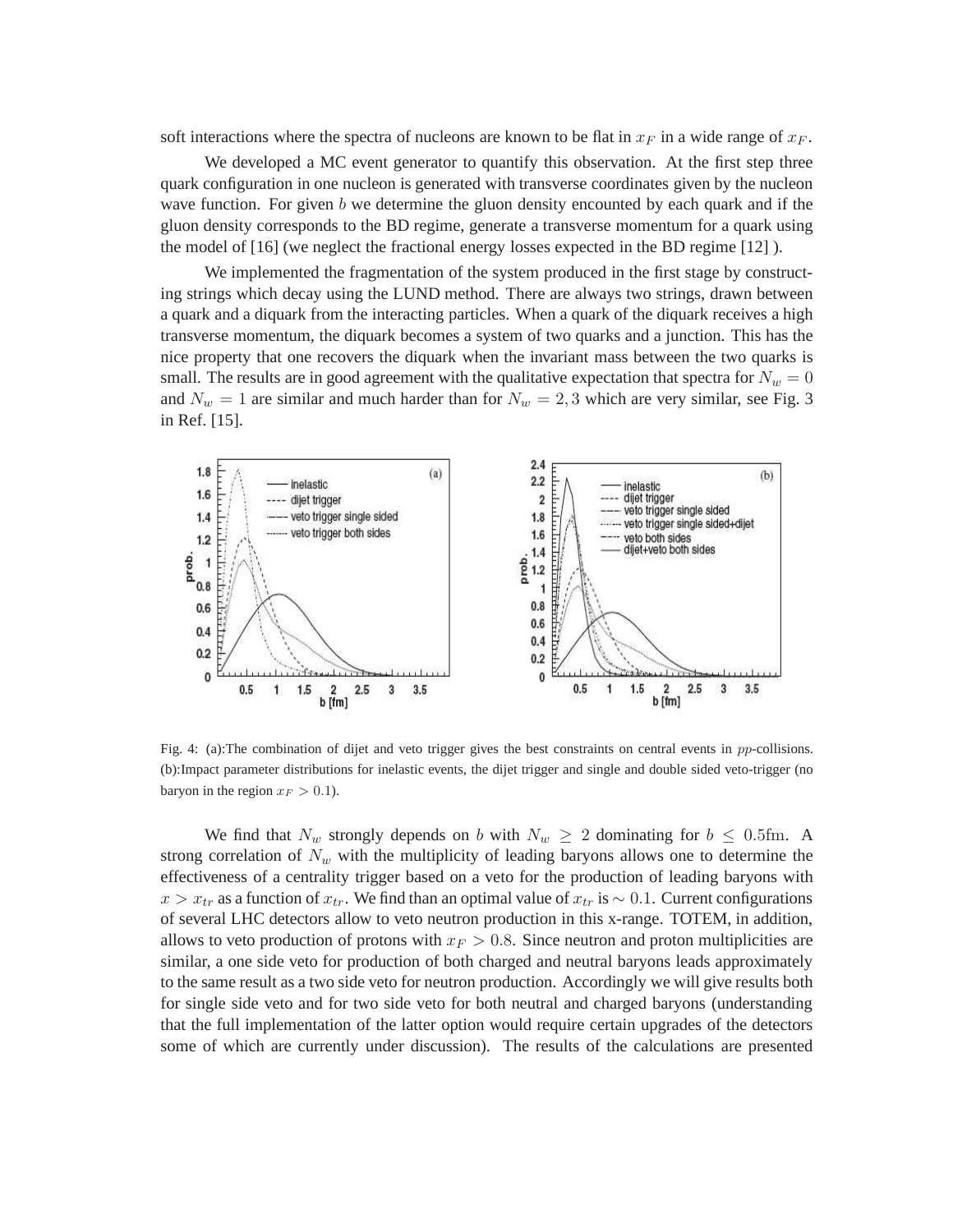soft interactions where the spectra of nucleons are known to be flat in $x_F$ in a wide range of $x_F$.

We developed a MC event generator to quantify this observation. At the first step three quark configuration in one nucleon is generated with transverse coordinates given by the nucleon wave function. For given $b$ we determine the gluon density encountered by each quark and if the gluon density corresponds to the BD regime, generate a transverse momentum for a quark using the model of [16] (we neglect the fractional energy losses expected in the BD regime [12] ).

We implemented the fragmentation of the system produced in the first stage by constructing strings which decay using the LUND method. There are always two strings, drawn between a quark and a diquark from the interacting particles. When a quark of the diquark receives a high transverse momentum, the diquark becomes a system of two quarks and a junction. This has the nice property that one recovers the diquark when the invariant mass between the two quarks is small. The results are in good agreement with the qualitative expectation that spectra for $N_w = 0$ and $N_w = 1$ are similar and much harder than for $N_w = 2, 3$ which are very similar, see Fig. 3 in Ref. [15].

Fig. 4: (a):The combination of dijet and veto trigger gives the best constraints on central events in $pp$-collisions. (b):Impact parameter distributions for inelastic events, the dijet trigger and single and double sided veto-trigger (no baryon in the region $x_F > 0.1$).

We find that $N_w$ strongly depends on $b$ with $N_w \geq 2$ dominating for $b \leq 0.5\text{fm}$. A strong correlation of $N_w$ with the multiplicity of leading baryons allows one to determine the effectiveness of a centrality trigger based on a veto for the production of leading baryons with $x > x_{tr}$ as a function of $x_{tr}$. We find than an optimal value of $x_{tr}$ is $\sim 0.1$. Current configurations of several LHC detectors allow to veto neutron production in this x-range. TOTEM, in addition, allows to veto production of protons with $x_F > 0.8$. Since neutron and proton multiplicities are similar, a one side veto for production of both charged and neutral baryons leads approximately to the same result as a two side veto for neutron production. Accordingly we will give results both for single side veto and for two side veto for both neutral and charged baryons (understanding that the full implementation of the latter option would require certain upgrades of the detectors some of which are currently under discussion). The results of the calculations are presented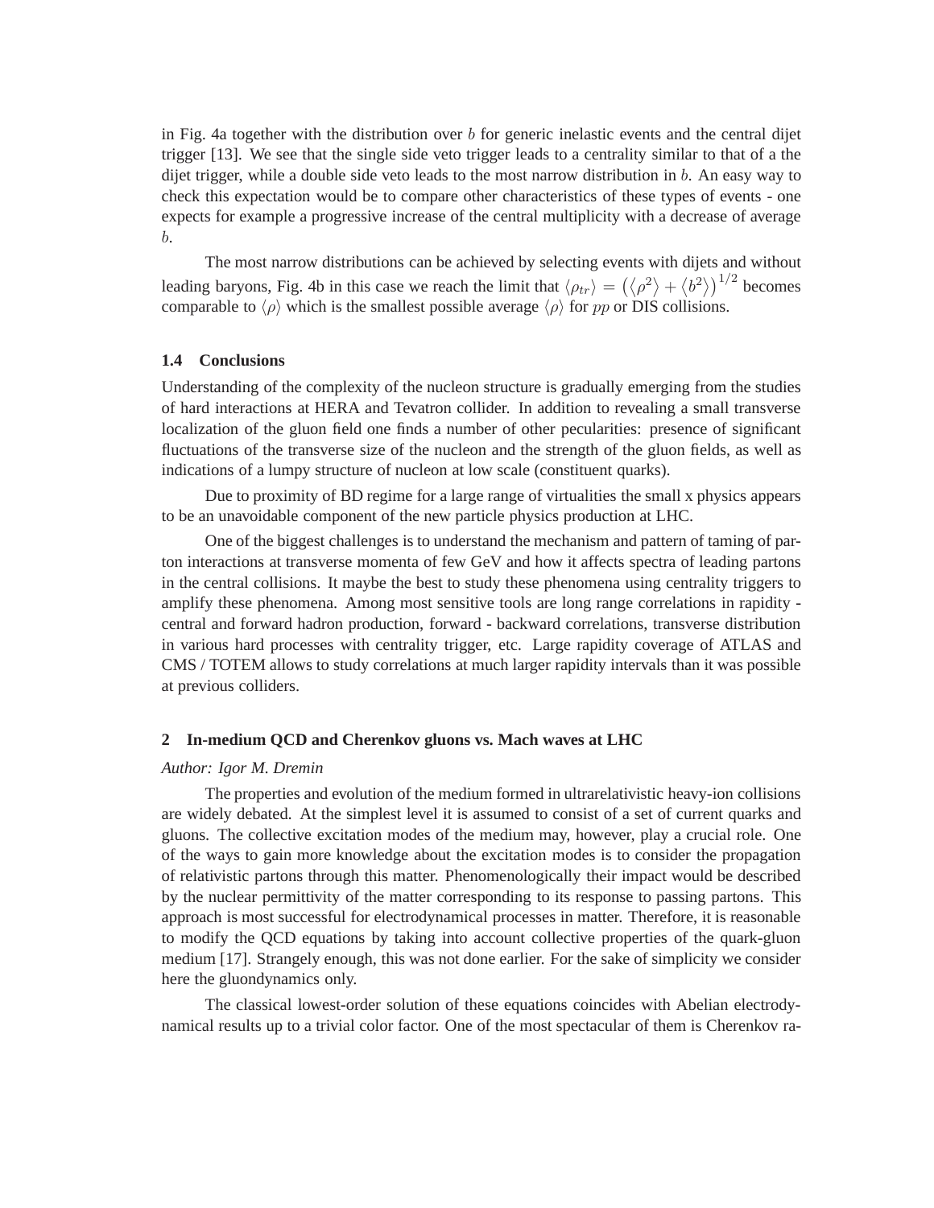in Fig. 4a together with the distribution over $b$ for generic inelastic events and the central dijet trigger [13]. We see that the single side veto trigger leads to a centrality similar to that of a the dijet trigger, while a double side veto leads to the most narrow distribution in $b$. An easy way to check this expectation would be to compare other characteristics of these types of events - one expects for example a progressive increase of the central multiplicity with a decrease of average $b$.

The most narrow distributions can be achieved by selecting events with dijets and without leading baryons, Fig. 4b in this case we reach the limit that $\langle \rho_{tr} \rangle = \left(\langle \rho^2 \rangle + \langle b^2 \rangle\right)^{1/2}$ becomes comparable to $\langle \rho \rangle$ which is the smallest possible average $\langle \rho \rangle$ for $pp$ or DIS collisions.

### 1.4 Conclusions

Understanding of the complexity of the nucleon structure is gradually emerging from the studies of hard interactions at HERA and Tevatron collider. In addition to revealing a small transverse localization of the gluon field one finds a number of other pecularities: presence of significant fluctuations of the transverse size of the nucleon and the strength of the gluon fields, as well as indications of a lumpy structure of nucleon at low scale (constituent quarks).

Due to proximity of BD regime for a large range of virtualities the small x physics appears to be an unavoidable component of the new particle physics production at LHC.

One of the biggest challenges is to understand the mechanism and pattern of taming of parton interactions at transverse momenta of few GeV and how it affects spectra of leading partons in the central collisions. It maybe the best to study these phenomena using centrality triggers to amplify these phenomena. Among most sensitive tools are long range correlations in rapidity - central and forward hadron production, forward - backward correlations, transverse distribution in various hard processes with centrality trigger, etc. Large rapidity coverage of ATLAS and CMS / TOTEM allows to study correlations at much larger rapidity intervals than it was possible at previous colliders.

## 2 In-medium QCD and Cherenkov gluons vs. Mach waves at LHC

*Author: Igor M. Dremin*

The properties and evolution of the medium formed in ultrarelativistic heavy-ion collisions are widely debated. At the simplest level it is assumed to consist of a set of current quarks and gluons. The collective excitation modes of the medium may, however, play a crucial role. One of the ways to gain more knowledge about the excitation modes is to consider the propagation of relativistic partons through this matter. Phenomenologically their impact would be described by the nuclear permittivity of the matter corresponding to its response to passing partons. This approach is most successful for electrodynamical processes in matter. Therefore, it is reasonable to modify the QCD equations by taking into account collective properties of the quark-gluon medium [17]. Strangely enough, this was not done earlier. For the sake of simplicity we consider here the gluondynamics only.

The classical lowest-order solution of these equations coincides with Abelian electrodynamical results up to a trivial color factor. One of the most spectacular of them is Cherenkov ra-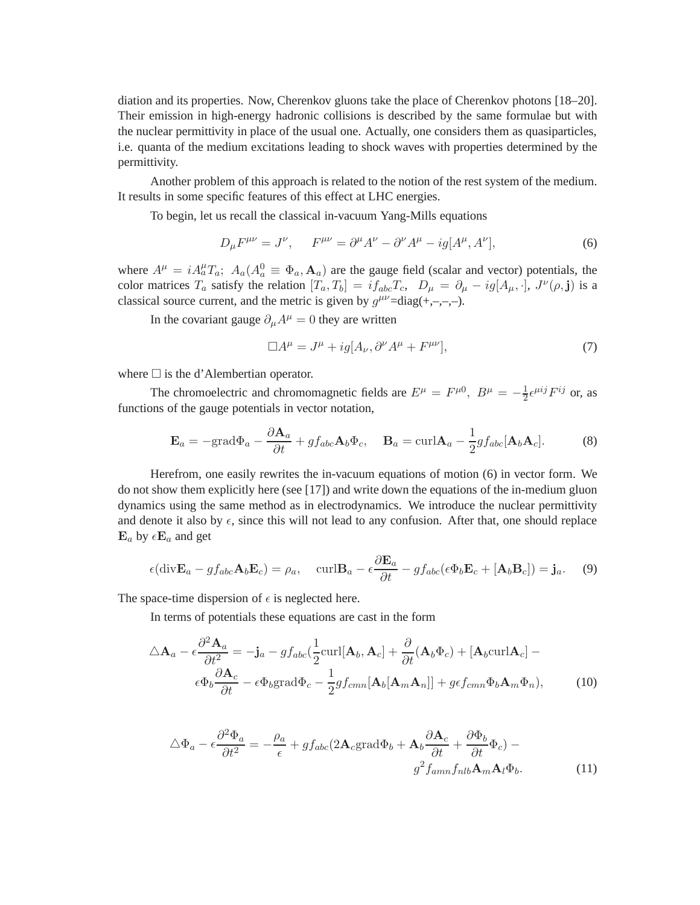diation and its properties. Now, Cherenkov gluons take the place of Cherenkov photons [18–20]. Their emission in high-energy hadronic collisions is described by the same formulae but with the nuclear permittivity in place of the usual one. Actually, one considers them as quasiparticles, i.e. quanta of the medium excitations leading to shock waves with properties determined by the permittivity.

Another problem of this approach is related to the notion of the rest system of the medium. It results in some specific features of this effect at LHC energies.

To begin, let us recall the classical in-vacuum Yang-Mills equations

$$D_\mu F^{\mu\nu} = J^\nu, \qquad F^{\mu\nu} = \partial^\mu A^\nu - \partial^\nu A^\mu - ig[A^\mu, A^\nu], \tag{6}$$

where $A^\mu = iA_a^\mu T_a;\ A_a(A_a^0 \equiv \Phi_a, \mathbf{A}_a)$ are the gauge field (scalar and vector) potentials, the color matrices $T_a$ satisfy the relation $[T_a, T_b] = if_{abc}T_c$, $D_\mu = \partial_\mu - ig[A_\mu, \cdot]$, $J^\nu(\rho, \mathbf{j})$ is a classical source current, and the metric is given by $g^{\mu\nu}$=diag(+,–,–,–).

In the covariant gauge $\partial_\mu A^\mu = 0$ they are written

$$\Box A^\mu = J^\mu + ig[A_\nu, \partial^\nu A^\mu + F^{\mu\nu}], \tag{7}$$

where $\Box$ is the d'Alembertian operator.

The chromoelectric and chromomagnetic fields are $E^\mu = F^{\mu 0},\ B^\mu = -\frac{1}{2}\epsilon^{\mu ij}F^{ij}$ or, as functions of the gauge potentials in vector notation,

$$\mathbf{E}_a = -\mathrm{grad}\Phi_a - \frac{\partial \mathbf{A}_a}{\partial t} + gf_{abc}\mathbf{A}_b\Phi_c, \quad \mathbf{B}_a = \mathrm{curl}\mathbf{A}_a - \frac{1}{2}gf_{abc}[\mathbf{A}_b\mathbf{A}_c]. \tag{8}$$

Herefrom, one easily rewrites the in-vacuum equations of motion (6) in vector form. We do not show them explicitly here (see [17]) and write down the equations of the in-medium gluon dynamics using the same method as in electrodynamics. We introduce the nuclear permittivity and denote it also by $\epsilon$, since this will not lead to any confusion. After that, one should replace $\mathbf{E}_a$ by $\epsilon\mathbf{E}_a$ and get

$$\epsilon(\mathrm{div}\mathbf{E}_a - gf_{abc}\mathbf{A}_b\mathbf{E}_c) = \rho_a, \quad \mathrm{curl}\mathbf{B}_a - \epsilon\frac{\partial \mathbf{E}_a}{\partial t} - gf_{abc}(\epsilon\Phi_b\mathbf{E}_c + [\mathbf{A}_b\mathbf{B}_c]) = \mathbf{j}_a. \tag{9}$$

The space-time dispersion of $\epsilon$ is neglected here.

In terms of potentials these equations are cast in the form

$$\triangle\mathbf{A}_a - \epsilon\frac{\partial^2\mathbf{A}_a}{\partial t^2} = -\mathbf{j}_a - gf_{abc}\Big(\frac{1}{2}\mathrm{curl}[\mathbf{A}_b, \mathbf{A}_c] + \frac{\partial}{\partial t}(\mathbf{A}_b\Phi_c) + [\mathbf{A}_b\mathrm{curl}\mathbf{A}_c] - \epsilon\Phi_b\frac{\partial \mathbf{A}_c}{\partial t} - \epsilon\Phi_b\mathrm{grad}\Phi_c - \frac{1}{2}gf_{cmn}[\mathbf{A}_b[\mathbf{A}_m\mathbf{A}_n]] + g\epsilon f_{cmn}\Phi_b\mathbf{A}_m\Phi_n\Big), \tag{10}$$

$$\triangle\Phi_a - \epsilon\frac{\partial^2\Phi_a}{\partial t^2} = -\frac{\rho_a}{\epsilon} + gf_{abc}\Big(2\mathbf{A}_c\mathrm{grad}\Phi_b + \mathbf{A}_b\frac{\partial \mathbf{A}_c}{\partial t} + \frac{\partial \Phi_b}{\partial t}\Phi_c\Big) - g^2 f_{amn}f_{nlb}\mathbf{A}_m\mathbf{A}_l\Phi_b. \tag{11}$$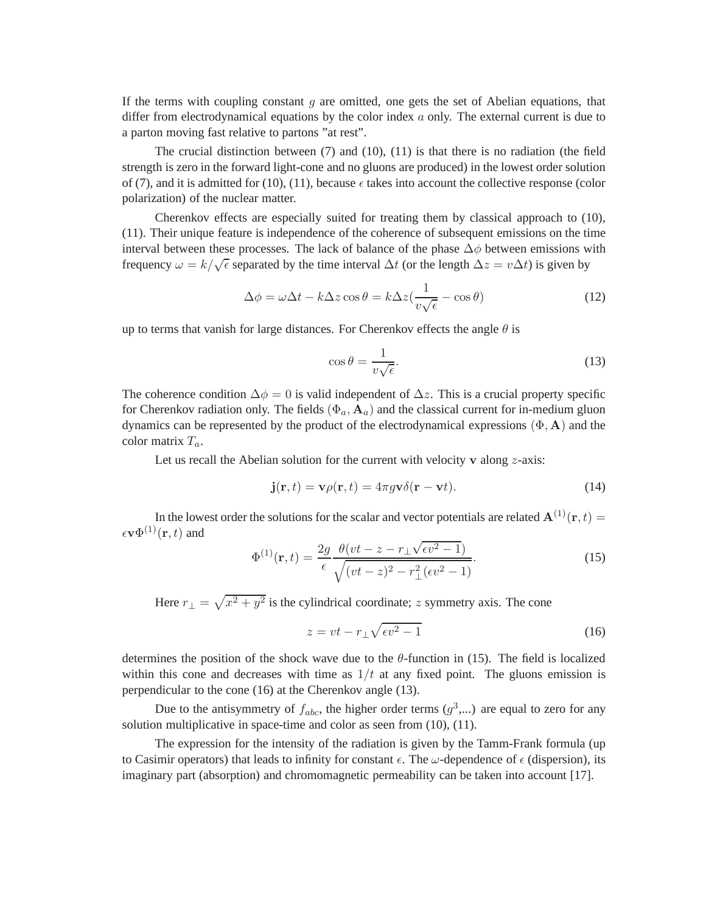If the terms with coupling constant $g$ are omitted, one gets the set of Abelian equations, that differ from electrodynamical equations by the color index $a$ only. The external current is due to a parton moving fast relative to partons "at rest".

The crucial distinction between (7) and (10), (11) is that there is no radiation (the field strength is zero in the forward light-cone and no gluons are produced) in the lowest order solution of (7), and it is admitted for (10), (11), because $\epsilon$ takes into account the collective response (color polarization) of the nuclear matter.

Cherenkov effects are especially suited for treating them by classical approach to (10), (11). Their unique feature is independence of the coherence of subsequent emissions on the time interval between these processes. The lack of balance of the phase $\Delta\phi$ between emissions with frequency $\omega = k/\sqrt{\epsilon}$ separated by the time interval $\Delta t$ (or the length $\Delta z = v\Delta t$) is given by

$$\Delta\phi = \omega\Delta t - k\Delta z\cos\theta = k\Delta z\left(\frac{1}{v\sqrt{\epsilon}} - \cos\theta\right) \tag{12}$$

up to terms that vanish for large distances. For Cherenkov effects the angle $\theta$ is

$$\cos\theta = \frac{1}{v\sqrt{\epsilon}}. \tag{13}$$

The coherence condition $\Delta\phi = 0$ is valid independent of $\Delta z$. This is a crucial property specific for Cherenkov radiation only. The fields $(\Phi_a, \mathbf{A}_a)$ and the classical current for in-medium gluon dynamics can be represented by the product of the electrodynamical expressions $(\Phi, \mathbf{A})$ and the color matrix $T_a$.

Let us recall the Abelian solution for the current with velocity $\mathbf{v}$ along $z$-axis:

$$\mathbf{j}(\mathbf{r}, t) = \mathbf{v}\rho(\mathbf{r}, t) = 4\pi g\mathbf{v}\delta(\mathbf{r} - \mathbf{v}t). \tag{14}$$

In the lowest order the solutions for the scalar and vector potentials are related $\mathbf{A}^{(1)}(\mathbf{r}, t) = \epsilon\mathbf{v}\Phi^{(1)}(\mathbf{r}, t)$ and

$$\Phi^{(1)}(\mathbf{r}, t) = \frac{2g}{\epsilon}\frac{\theta(vt - z - r_\perp\sqrt{\epsilon v^2 - 1})}{\sqrt{(vt - z)^2 - r_\perp^2(\epsilon v^2 - 1)}}. \tag{15}$$

Here $r_\perp = \sqrt{x^2 + y^2}$ is the cylindrical coordinate; $z$ symmetry axis. The cone

$$z = vt - r_\perp\sqrt{\epsilon v^2 - 1} \tag{16}$$

determines the position of the shock wave due to the $\theta$-function in (15). The field is localized within this cone and decreases with time as $1/t$ at any fixed point. The gluons emission is perpendicular to the cone (16) at the Cherenkov angle (13).

Due to the antisymmetry of $f_{abc}$, the higher order terms ($g^3$,...) are equal to zero for any solution multiplicative in space-time and color as seen from (10), (11).

The expression for the intensity of the radiation is given by the Tamm-Frank formula (up to Casimir operators) that leads to infinity for constant $\epsilon$. The $\omega$-dependence of $\epsilon$ (dispersion), its imaginary part (absorption) and chromomagnetic permeability can be taken into account [17].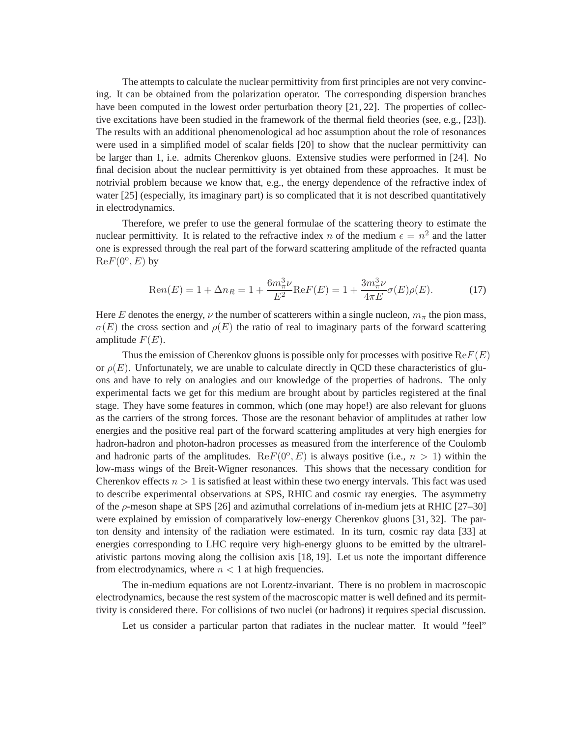The attempts to calculate the nuclear permittivity from first principles are not very convincing. It can be obtained from the polarization operator. The corresponding dispersion branches have been computed in the lowest order perturbation theory [21, 22]. The properties of collective excitations have been studied in the framework of the thermal field theories (see, e.g., [23]). The results with an additional phenomenological ad hoc assumption about the role of resonances were used in a simplified model of scalar fields [20] to show that the nuclear permittivity can be larger than 1, i.e. admits Cherenkov gluons. Extensive studies were performed in [24]. No final decision about the nuclear permittivity is yet obtained from these approaches. It must be notrivial problem because we know that, e.g., the energy dependence of the refractive index of water [25] (especially, its imaginary part) is so complicated that it is not described quantitatively in electrodynamics.

Therefore, we prefer to use the general formulae of the scattering theory to estimate the nuclear permittivity. It is related to the refractive index $n$ of the medium $\epsilon = n^2$ and the latter one is expressed through the real part of the forward scattering amplitude of the refracted quanta $\mathrm{Re}F(0^{\circ}, E)$ by

$$\mathrm{Re}n(E) = 1 + \Delta n_R = 1 + \frac{6m_{\pi}^3 \nu}{E^2} \mathrm{Re}F(E) = 1 + \frac{3m_{\pi}^3 \nu}{4\pi E} \sigma(E)\rho(E). \tag{17}$$

Here $E$ denotes the energy, $\nu$ the number of scatterers within a single nucleon, $m_{\pi}$ the pion mass, $\sigma(E)$ the cross section and $\rho(E)$ the ratio of real to imaginary parts of the forward scattering amplitude $F(E)$.

Thus the emission of Cherenkov gluons is possible only for processes with positive $\mathrm{Re}F(E)$ or $\rho(E)$. Unfortunately, we are unable to calculate directly in QCD these characteristics of gluons and have to rely on analogies and our knowledge of the properties of hadrons. The only experimental facts we get for this medium are brought about by particles registered at the final stage. They have some features in common, which (one may hope!) are also relevant for gluons as the carriers of the strong forces. Those are the resonant behavior of amplitudes at rather low energies and the positive real part of the forward scattering amplitudes at very high energies for hadron-hadron and photon-hadron processes as measured from the interference of the Coulomb and hadronic parts of the amplitudes. $\mathrm{Re}F(0^{\circ}, E)$ is always positive (i.e., $n > 1$) within the low-mass wings of the Breit-Wigner resonances. This shows that the necessary condition for Cherenkov effects $n > 1$ is satisfied at least within these two energy intervals. This fact was used to describe experimental observations at SPS, RHIC and cosmic ray energies. The asymmetry of the $\rho$-meson shape at SPS [26] and azimuthal correlations of in-medium jets at RHIC [27–30] were explained by emission of comparatively low-energy Cherenkov gluons [31, 32]. The parton density and intensity of the radiation were estimated. In its turn, cosmic ray data [33] at energies corresponding to LHC require very high-energy gluons to be emitted by the ultrarelativistic partons moving along the collision axis [18, 19]. Let us note the important difference from electrodynamics, where $n < 1$ at high frequencies.

The in-medium equations are not Lorentz-invariant. There is no problem in macroscopic electrodynamics, because the rest system of the macroscopic matter is well defined and its permittivity is considered there. For collisions of two nuclei (or hadrons) it requires special discussion.

Let us consider a particular parton that radiates in the nuclear matter. It would "feel"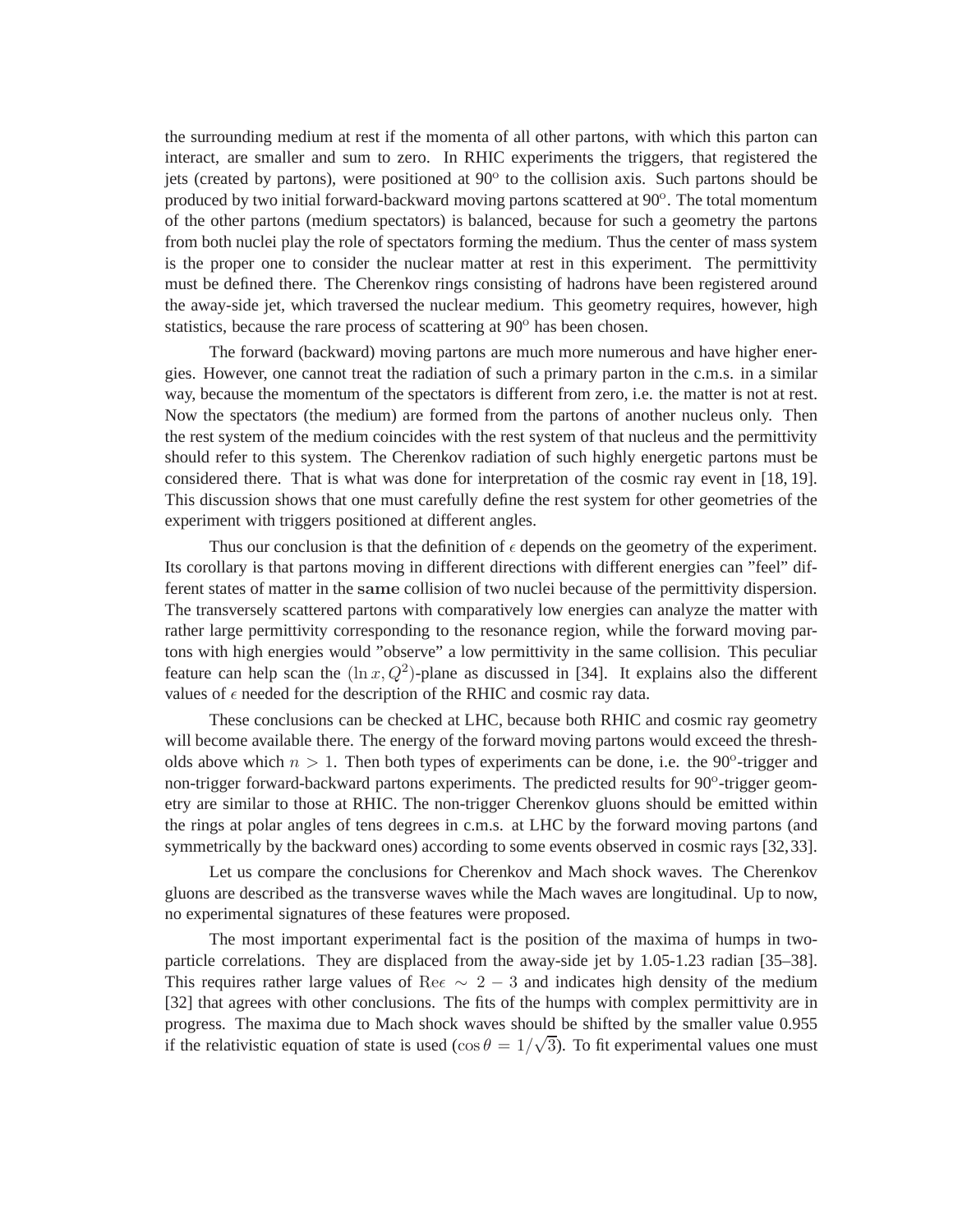the surrounding medium at rest if the momenta of all other partons, with which this parton can interact, are smaller and sum to zero. In RHIC experiments the triggers, that registered the jets (created by partons), were positioned at 90$^{\rm o}$ to the collision axis. Such partons should be produced by two initial forward-backward moving partons scattered at 90$^{\rm o}$. The total momentum of the other partons (medium spectators) is balanced, because for such a geometry the partons from both nuclei play the role of spectators forming the medium. Thus the center of mass system is the proper one to consider the nuclear matter at rest in this experiment. The permittivity must be defined there. The Cherenkov rings consisting of hadrons have been registered around the away-side jet, which traversed the nuclear medium. This geometry requires, however, high statistics, because the rare process of scattering at 90$^{\rm o}$ has been chosen.

The forward (backward) moving partons are much more numerous and have higher energies. However, one cannot treat the radiation of such a primary parton in the c.m.s. in a similar way, because the momentum of the spectators is different from zero, i.e. the matter is not at rest. Now the spectators (the medium) are formed from the partons of another nucleus only. Then the rest system of the medium coincides with the rest system of that nucleus and the permittivity should refer to this system. The Cherenkov radiation of such highly energetic partons must be considered there. That is what was done for interpretation of the cosmic ray event in [18, 19]. This discussion shows that one must carefully define the rest system for other geometries of the experiment with triggers positioned at different angles.

Thus our conclusion is that the definition of $\epsilon$ depends on the geometry of the experiment. Its corollary is that partons moving in different directions with different energies can "feel" different states of matter in the **same** collision of two nuclei because of the permittivity dispersion. The transversely scattered partons with comparatively low energies can analyze the matter with rather large permittivity corresponding to the resonance region, while the forward moving partons with high energies would "observe" a low permittivity in the same collision. This peculiar feature can help scan the $(\ln x, Q^2)$-plane as discussed in [34]. It explains also the different values of $\epsilon$ needed for the description of the RHIC and cosmic ray data.

These conclusions can be checked at LHC, because both RHIC and cosmic ray geometry will become available there. The energy of the forward moving partons would exceed the thresholds above which $n > 1$. Then both types of experiments can be done, i.e. the 90$^{\rm o}$-trigger and non-trigger forward-backward partons experiments. The predicted results for 90$^{\rm o}$-trigger geometry are similar to those at RHIC. The non-trigger Cherenkov gluons should be emitted within the rings at polar angles of tens degrees in c.m.s. at LHC by the forward moving partons (and symmetrically by the backward ones) according to some events observed in cosmic rays [32, 33].

Let us compare the conclusions for Cherenkov and Mach shock waves. The Cherenkov gluons are described as the transverse waves while the Mach waves are longitudinal. Up to now, no experimental signatures of these features were proposed.

The most important experimental fact is the position of the maxima of humps in two-particle correlations. They are displaced from the away-side jet by 1.05-1.23 radian [35–38]. This requires rather large values of $\mathrm{Re}\epsilon \sim 2-3$ and indicates high density of the medium [32] that agrees with other conclusions. The fits of the humps with complex permittivity are in progress. The maxima due to Mach shock waves should be shifted by the smaller value 0.955 if the relativistic equation of state is used ($\cos\theta = 1/\sqrt{3}$). To fit experimental values one must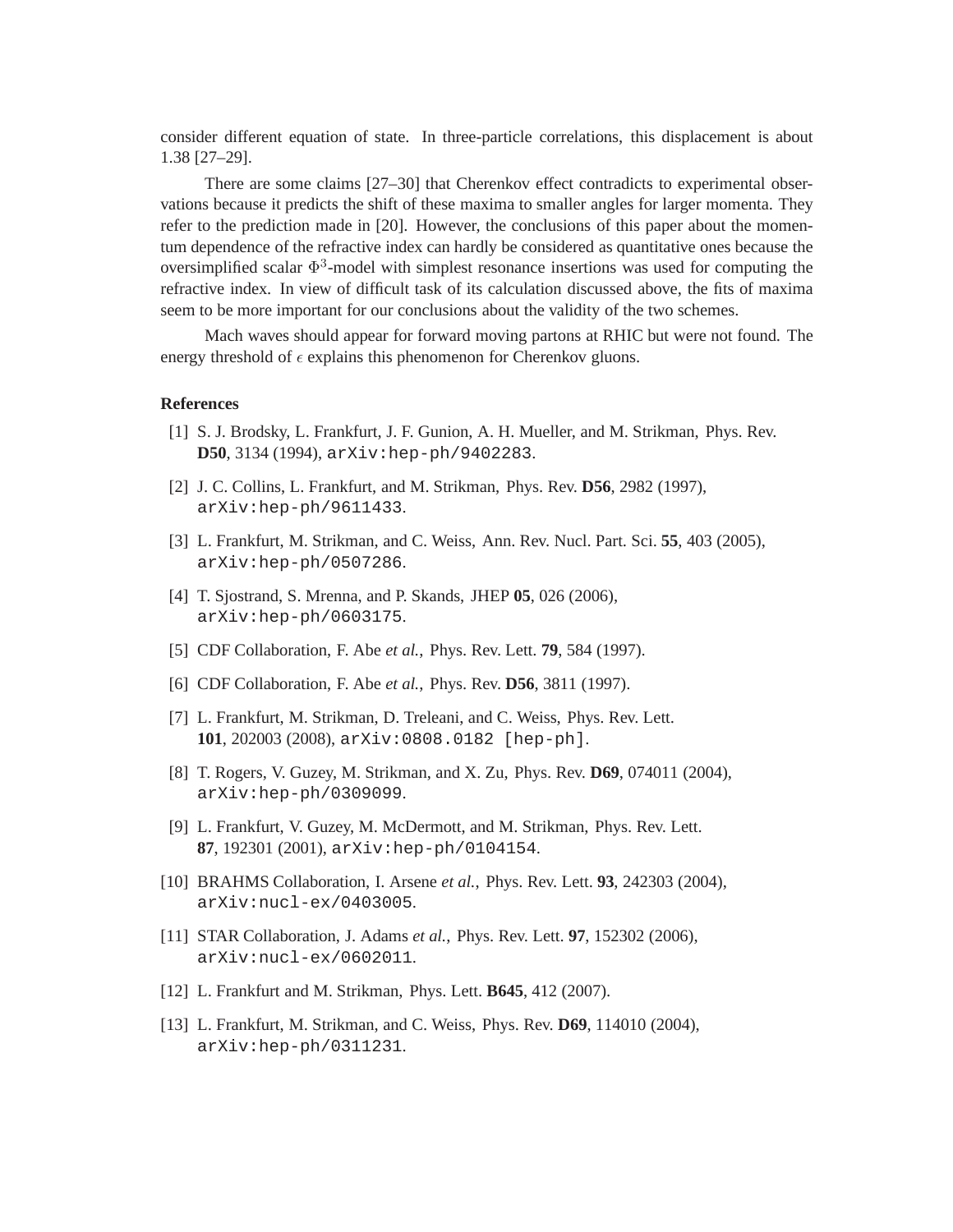consider different equation of state. In three-particle correlations, this displacement is about 1.38 [27–29].

There are some claims [27–30] that Cherenkov effect contradicts to experimental observations because it predicts the shift of these maxima to smaller angles for larger momenta. They refer to the prediction made in [20]. However, the conclusions of this paper about the momentum dependence of the refractive index can hardly be considered as quantitative ones because the oversimplified scalar $\Phi^3$-model with simplest resonance insertions was used for computing the refractive index. In view of difficult task of its calculation discussed above, the fits of maxima seem to be more important for our conclusions about the validity of the two schemes.

Mach waves should appear for forward moving partons at RHIC but were not found. The energy threshold of $\epsilon$ explains this phenomenon for Cherenkov gluons.

**References**

[1] S. J. Brodsky, L. Frankfurt, J. F. Gunion, A. H. Mueller, and M. Strikman, Phys. Rev. **D50**, 3134 (1994), arXiv:hep-ph/9402283.

[2] J. C. Collins, L. Frankfurt, and M. Strikman, Phys. Rev. **D56**, 2982 (1997), arXiv:hep-ph/9611433.

[3] L. Frankfurt, M. Strikman, and C. Weiss, Ann. Rev. Nucl. Part. Sci. **55**, 403 (2005), arXiv:hep-ph/0507286.

[4] T. Sjostrand, S. Mrenna, and P. Skands, JHEP **05**, 026 (2006), arXiv:hep-ph/0603175.

[5] CDF Collaboration, F. Abe *et al.*, Phys. Rev. Lett. **79**, 584 (1997).

[6] CDF Collaboration, F. Abe *et al.*, Phys. Rev. **D56**, 3811 (1997).

[7] L. Frankfurt, M. Strikman, D. Treleani, and C. Weiss, Phys. Rev. Lett. **101**, 202003 (2008), arXiv:0808.0182 [hep-ph].

[8] T. Rogers, V. Guzey, M. Strikman, and X. Zu, Phys. Rev. **D69**, 074011 (2004), arXiv:hep-ph/0309099.

[9] L. Frankfurt, V. Guzey, M. McDermott, and M. Strikman, Phys. Rev. Lett. **87**, 192301 (2001), arXiv:hep-ph/0104154.

[10] BRAHMS Collaboration, I. Arsene *et al.*, Phys. Rev. Lett. **93**, 242303 (2004), arXiv:nucl-ex/0403005.

[11] STAR Collaboration, J. Adams *et al.*, Phys. Rev. Lett. **97**, 152302 (2006), arXiv:nucl-ex/0602011.

[12] L. Frankfurt and M. Strikman, Phys. Lett. **B645**, 412 (2007).

[13] L. Frankfurt, M. Strikman, and C. Weiss, Phys. Rev. **D69**, 114010 (2004), arXiv:hep-ph/0311231.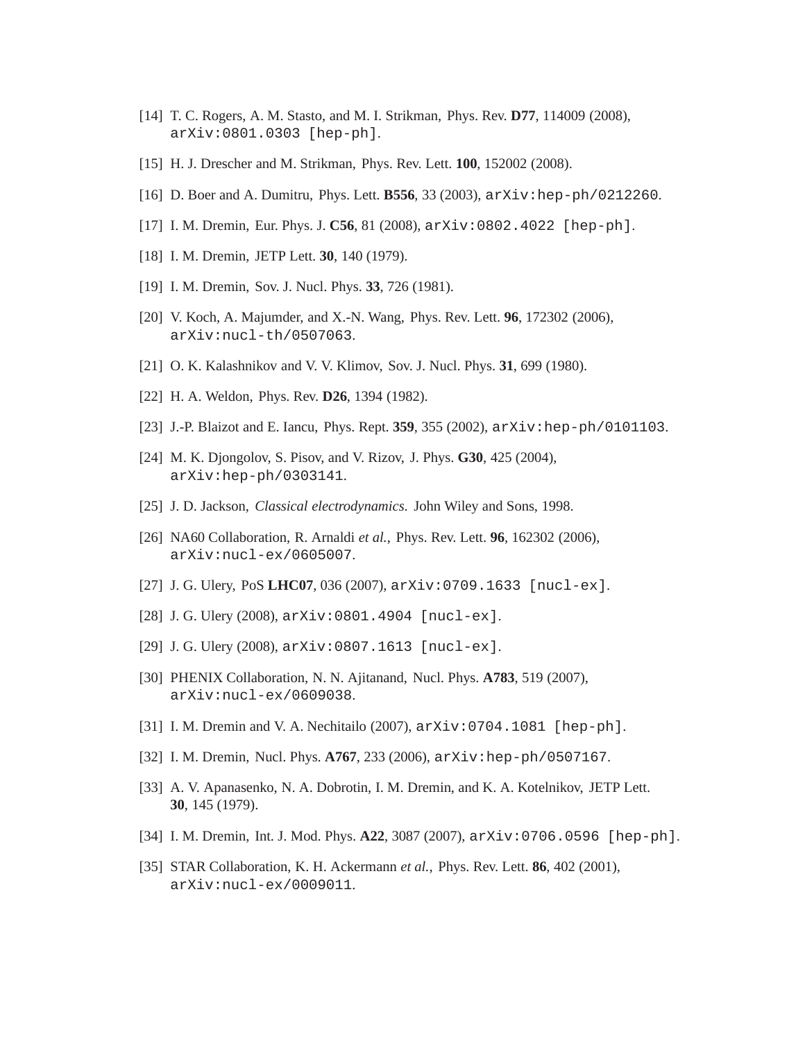[14] T. C. Rogers, A. M. Stasto, and M. I. Strikman, Phys. Rev. **D77**, 114009 (2008), `arXiv:0801.0303 [hep-ph]`.

[15] H. J. Drescher and M. Strikman, Phys. Rev. Lett. **100**, 152002 (2008).

[16] D. Boer and A. Dumitru, Phys. Lett. **B556**, 33 (2003), `arXiv:hep-ph/0212260`.

[17] I. M. Dremin, Eur. Phys. J. **C56**, 81 (2008), `arXiv:0802.4022 [hep-ph]`.

[18] I. M. Dremin, JETP Lett. **30**, 140 (1979).

[19] I. M. Dremin, Sov. J. Nucl. Phys. **33**, 726 (1981).

[20] V. Koch, A. Majumder, and X.-N. Wang, Phys. Rev. Lett. **96**, 172302 (2006), `arXiv:nucl-th/0507063`.

[21] O. K. Kalashnikov and V. V. Klimov, Sov. J. Nucl. Phys. **31**, 699 (1980).

[22] H. A. Weldon, Phys. Rev. **D26**, 1394 (1982).

[23] J.-P. Blaizot and E. Iancu, Phys. Rept. **359**, 355 (2002), `arXiv:hep-ph/0101103`.

[24] M. K. Djongolov, S. Pisov, and V. Rizov, J. Phys. **G30**, 425 (2004), `arXiv:hep-ph/0303141`.

[25] J. D. Jackson, *Classical electrodynamics*. John Wiley and Sons, 1998.

[26] NA60 Collaboration, R. Arnaldi *et al.*, Phys. Rev. Lett. **96**, 162302 (2006), `arXiv:nucl-ex/0605007`.

[27] J. G. Ulery, PoS **LHC07**, 036 (2007), `arXiv:0709.1633 [nucl-ex]`.

[28] J. G. Ulery (2008), `arXiv:0801.4904 [nucl-ex]`.

[29] J. G. Ulery (2008), `arXiv:0807.1613 [nucl-ex]`.

[30] PHENIX Collaboration, N. N. Ajitanand, Nucl. Phys. **A783**, 519 (2007), `arXiv:nucl-ex/0609038`.

[31] I. M. Dremin and V. A. Nechitailo (2007), `arXiv:0704.1081 [hep-ph]`.

[32] I. M. Dremin, Nucl. Phys. **A767**, 233 (2006), `arXiv:hep-ph/0507167`.

[33] A. V. Apanasenko, N. A. Dobrotin, I. M. Dremin, and K. A. Kotelnikov, JETP Lett. **30**, 145 (1979).

[34] I. M. Dremin, Int. J. Mod. Phys. **A22**, 3087 (2007), `arXiv:0706.0596 [hep-ph]`.

[35] STAR Collaboration, K. H. Ackermann *et al.*, Phys. Rev. Lett. **86**, 402 (2001), `arXiv:nucl-ex/0009011`.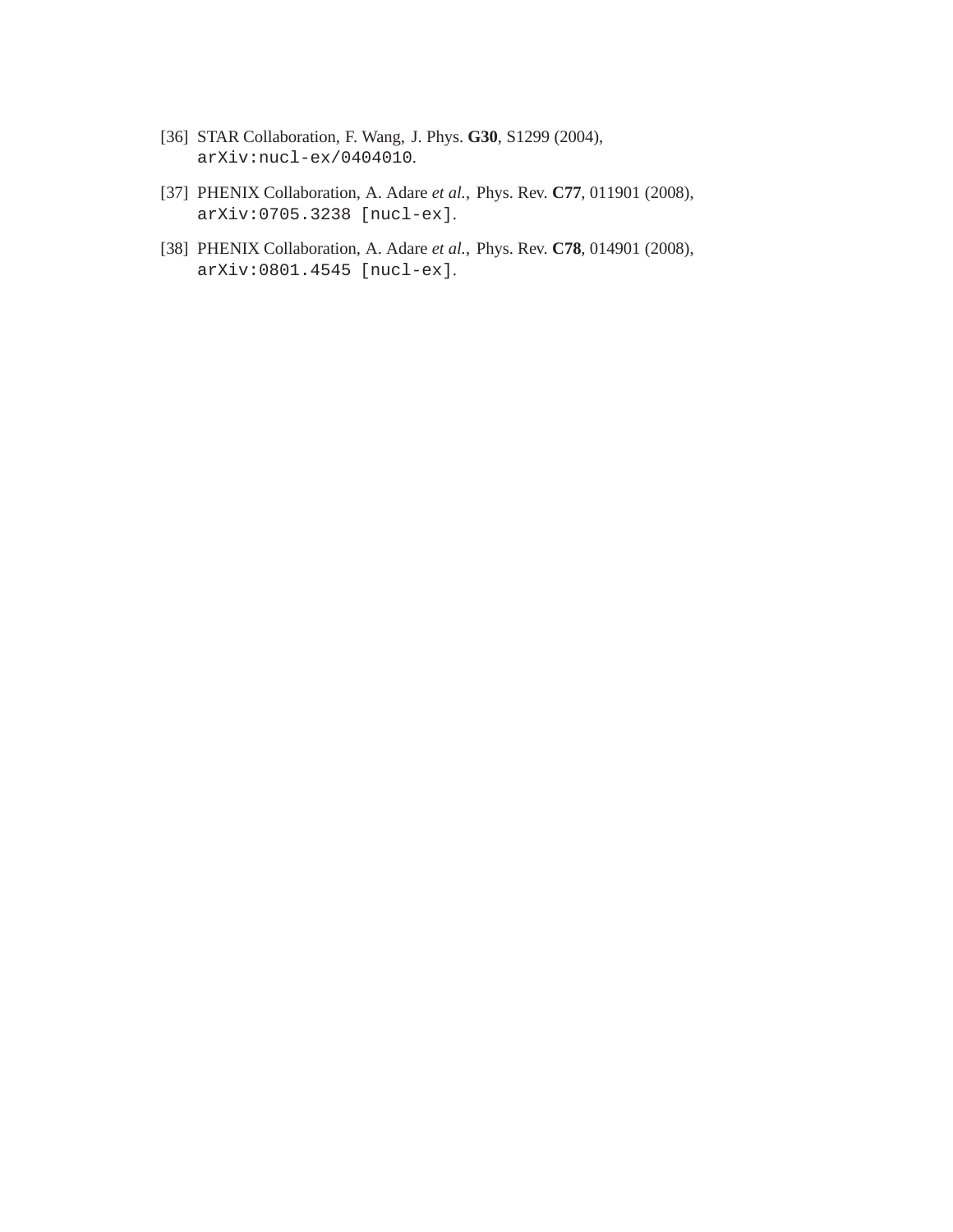[36] STAR Collaboration, F. Wang, J. Phys. **G30**, S1299 (2004), `arXiv:nucl-ex/0404010`.

[37] PHENIX Collaboration, A. Adare *et al.*, Phys. Rev. **C77**, 011901 (2008), `arXiv:0705.3238 [nucl-ex]`.

[38] PHENIX Collaboration, A. Adare *et al.*, Phys. Rev. **C78**, 014901 (2008), `arXiv:0801.4545 [nucl-ex]`.